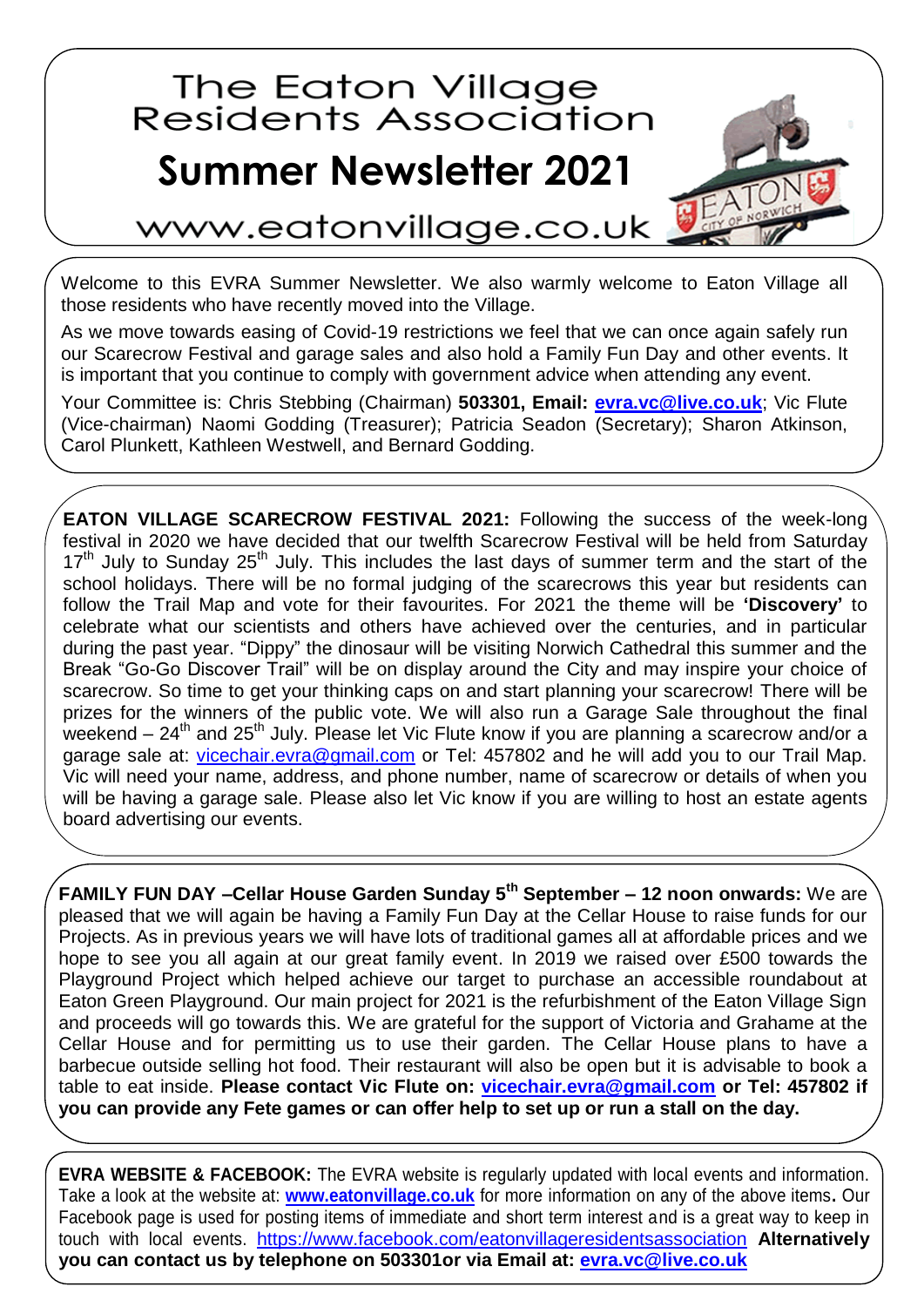# The Eaton Village Residents Association

# Summer Newsletter 2021

www.eatonvillage.co.uk

Welcome to this EVRA Summer Newsletter. We also warmly welcome to Eaton Village all those residents who have recently moved into the Village.

As we move towards easing of Covid-19 restrictions we feel that we can once again safely run our Scarecrow Festival and garage sales and also hold a Family Fun Day and other events. It is important that you continue to comply with government advice when attending any event.

Your Committee is: Chris Stebbing (Chairman) **503301, Email: evra.vc@live.co.uk**; Vic Flute (Vice-chairman) Naomi Godding (Treasurer); Patricia Seadon (Secretary); Sharon Atkinson, Carol Plunkett, Kathleen Westwell, and Bernard Godding.

**EATON VILLAGE SCARECROW FESTIVAL 2021:** Following the success of the week-long festival in 2020 we have decided that our twelfth Scarecrow Festival will be held from Saturday 17th July to Sunday 25th July. This includes the last days of summer term and the start of the school holidays. There will be no formal judging of the scarecrows this year but residents can follow the Trail Map and vote for their favourites. For 2021 the theme will be **'Discovery'** to celebrate what our scientists and others have achieved over the centuries, and in particular during the past year. "Dippy" the dinosaur will be visiting Norwich Cathedral this summer and the Break "Go-Go Discover Trail" will be on display around the City and may inspire your choice of scarecrow. So time to get your thinking caps on and start planning your scarecrow! There will be prizes for the winners of the public vote. We will also run a Garage Sale throughout the final weekend – 24th and 25th July. Please let Vic Flute know if you are planning a scarecrow and/or a garage sale at: vicechair.evra@gmail.com or Tel: 457802 and he will add you to our Trail Map. Vic will need your name, address, and phone number, name of scarecrow or details of when you will be having a garage sale. Please also let Vic know if you are willing to host an estate agents board advertising our events.

**FAMILY FUN DAY –Cellar House Garden Sunday 5th September – 12 noon onwards:** We are pleased that we will again be having a Family Fun Day at the Cellar House to raise funds for our Projects. As in previous years we will have lots of traditional games all at affordable prices and we hope to see you all again at our great family event. In 2019 we raised over £500 towards the Playground Project which helped achieve our target to purchase an accessible roundabout at Eaton Green Playground. Our main project for 2021 is the refurbishment of the Eaton Village Sign and proceeds will go towards this. We are grateful for the support of Victoria and Grahame at the Cellar House and for permitting us to use their garden. The Cellar House plans to have a barbecue outside selling hot food. Their restaurant will also be open but it is advisable to book a table to eat inside. **Please contact Vic Flute on: vicechair.evra@gmail.com or Tel: 457802 if you can provide any Fete games or can offer help to set up or run a stall on the day.**

**EVRA WEBSITE & FACEBOOK:** The EVRA website is regularly updated with local events and information. Take a look at the website at: **www.eatonvillage.co.uk** for more information on any of the above items**.** Our Facebook page is used for posting items of immediate and short term interest and is a great way to keep in touch with local events. https://www.facebook.com/eatonvillageresidentsassociation **Alternatively you can contact us by telephone on 503301or via Email at: evra.vc@live.co.uk**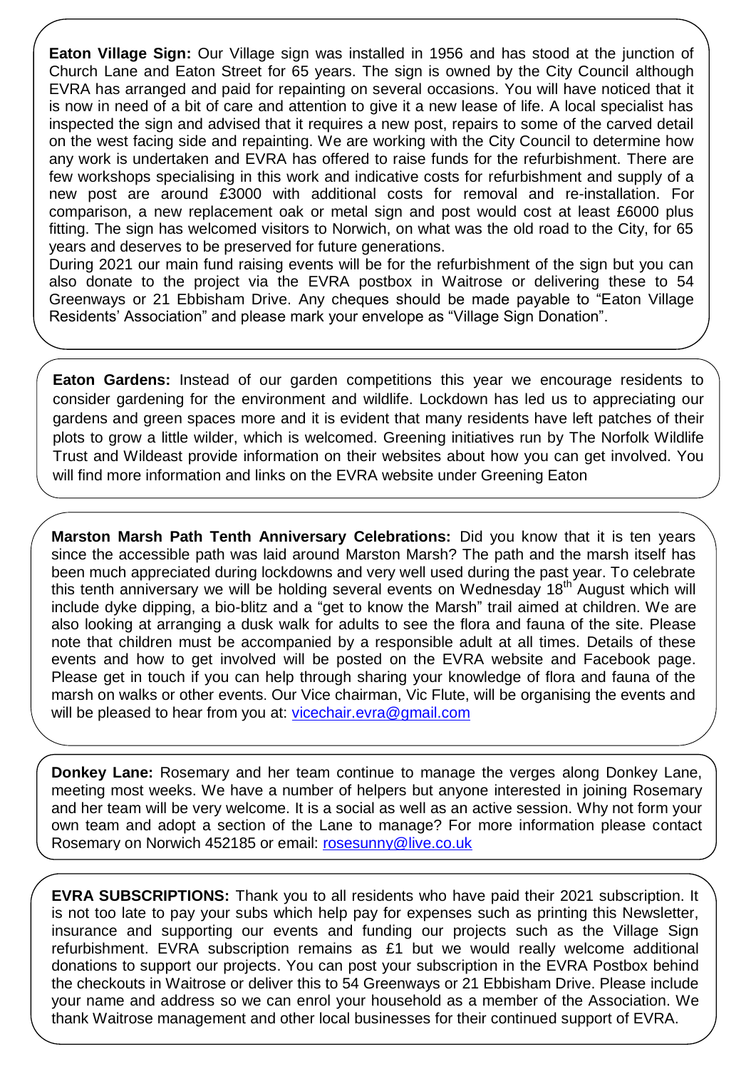**Eaton Village Sign:** Our Village sign was installed in 1956 and has stood at the junction of Church Lane and Eaton Street for 65 years. The sign is owned by the City Council although EVRA has arranged and paid for repainting on several occasions. You will have noticed that it is now in need of a bit of care and attention to give it a new lease of life. A local specialist has inspected the sign and advised that it requires a new post, repairs to some of the carved detail on the west facing side and repainting. We are working with the City Council to determine how any work is undertaken and EVRA has offered to raise funds for the refurbishment. There are few workshops specialising in this work and indicative costs for refurbishment and supply of a new post are around £3000 with additional costs for removal and re-installation. For comparison, a new replacement oak or metal sign and post would cost at least £6000 plus fitting. The sign has welcomed visitors to Norwich, on what was the old road to the City, for 65 years and deserves to be preserved for future generations.

During 2021 our main fund raising events will be for the refurbishment of the sign but you can also donate to the project via the EVRA postbox in Waitrose or delivering these to 54 Greenways or 21 Ebbisham Drive. Any cheques should be made payable to "Eaton Village Residents' Association" and please mark your envelope as "Village Sign Donation".

**Eaton Gardens:** Instead of our garden competitions this year we encourage residents to consider gardening for the environment and wildlife. Lockdown has led us to appreciating our gardens and green spaces more and it is evident that many residents have left patches of their plots to grow a little wilder, which is welcomed. Greening initiatives run by The Norfolk Wildlife Trust and Wildeast provide information on their websites about how you can get involved. You will find more information and links on the EVRA website under Greening Eaton

**Marston Marsh Path Tenth Anniversary Celebrations:** Did you know that it is ten years since the accessible path was laid around Marston Marsh? The path and the marsh itself has been much appreciated during lockdowns and very well used during the past year. To celebrate this tenth anniversary we will be holding several events on Wednesday 18th August which will include dyke dipping, a bio-blitz and a "get to know the Marsh" trail aimed at children. We are also looking at arranging a dusk walk for adults to see the flora and fauna of the site. Please note that children must be accompanied by a responsible adult at all times. Details of these events and how to get involved will be posted on the EVRA website and Facebook page. Please get in touch if you can help through sharing your knowledge of flora and fauna of the marsh on walks or other events. Our Vice chairman, Vic Flute, will be organising the events and will be pleased to hear from you at: vicechair.evra@gmail.com

**Donkey Lane:** Rosemary and her team continue to manage the verges along Donkey Lane, meeting most weeks. We have a number of helpers but anyone interested in joining Rosemary and her team will be very welcome. It is a social as well as an active session. Why not form your own team and adopt a section of the Lane to manage? For more information please contact Rosemary on Norwich 452185 or email: rosesunny@live.co.uk

**EVRA SUBSCRIPTIONS:** Thank you to all residents who have paid their 2021 subscription. It is not too late to pay your subs which help pay for expenses such as printing this Newsletter, insurance and supporting our events and funding our projects such as the Village Sign refurbishment. EVRA subscription remains as £1 but we would really welcome additional donations to support our projects. You can post your subscription in the EVRA Postbox behind the checkouts in Waitrose or deliver this to 54 Greenways or 21 Ebbisham Drive. Please include your name and address so we can enrol your household as a member of the Association. We thank Waitrose management and other local businesses for their continued support of EVRA.